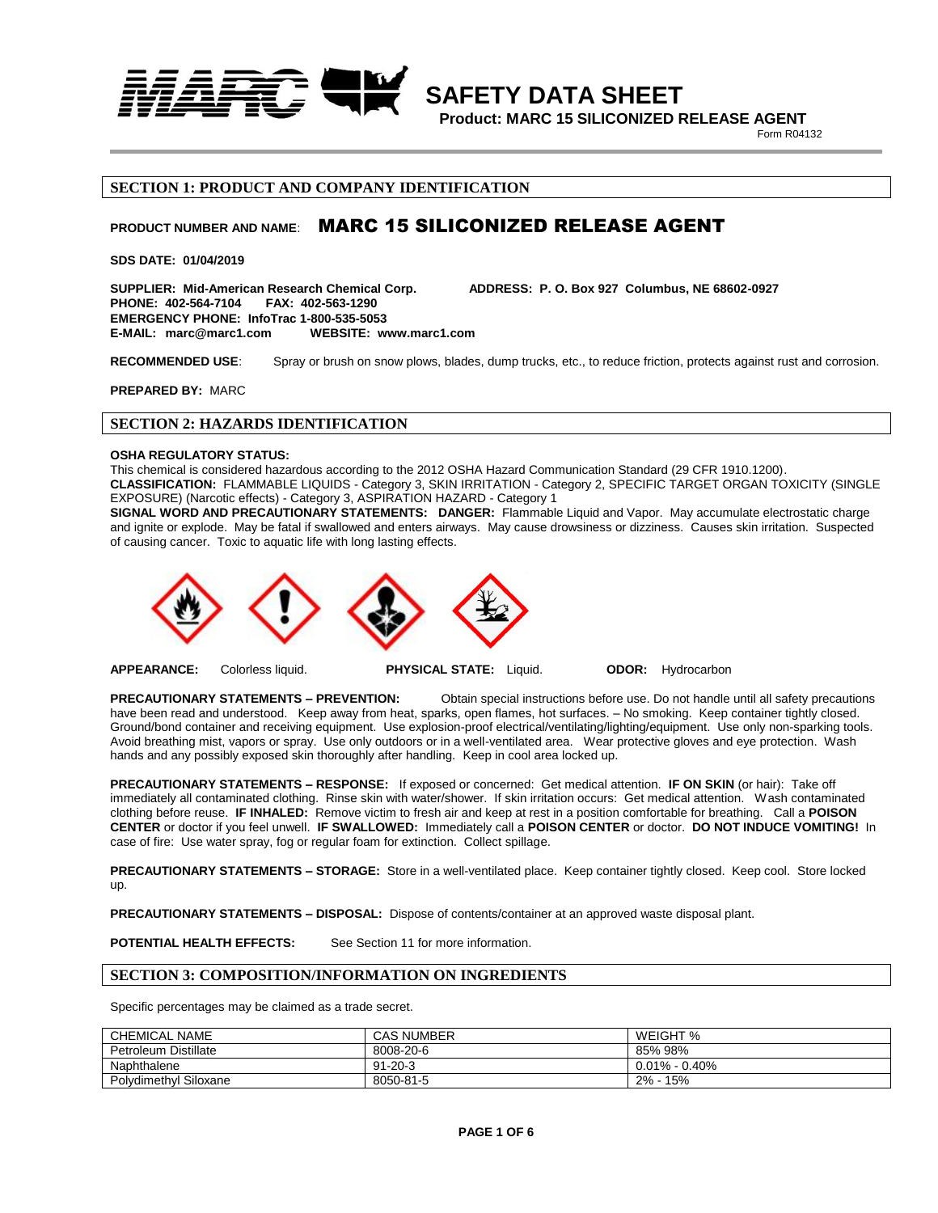# SAFETY DATA SHEET

**Product: MARC 15 SILICONIZED RELEASE AGENT**

Form R04132

## SECTION 1: PRODUCT AND COMPANY IDENTIFICATION

**PRODUCT NUMBER AND NAME**: **MARC 15 SILICONIZED RELEASE AGENT**

**SDS DATE: 01/04/2019**

**SUPPLIER: Mid-American Research Chemical Corp.** **ADDRESS: P. O. Box 927 Columbus, NE 68602-0927**
**PHONE: 402-564-7104 FAX: 402-563-1290**
**EMERGENCY PHONE: InfoTrac 1-800-535-5053**
**E-MAIL: marc@marc1.com WEBSITE: www.marc1.com**

**RECOMMENDED USE**: Spray or brush on snow plows, blades, dump trucks, etc., to reduce friction, protects against rust and corrosion.

**PREPARED BY:** MARC

## SECTION 2: HAZARDS IDENTIFICATION

**OSHA REGULATORY STATUS:**
This chemical is considered hazardous according to the 2012 OSHA Hazard Communication Standard (29 CFR 1910.1200).
**CLASSIFICATION:** FLAMMABLE LIQUIDS - Category 3, SKIN IRRITATION - Category 2, SPECIFIC TARGET ORGAN TOXICITY (SINGLE EXPOSURE) (Narcotic effects) - Category 3, ASPIRATION HAZARD - Category 1
**SIGNAL WORD AND PRECAUTIONARY STATEMENTS: DANGER:** Flammable Liquid and Vapor. May accumulate electrostatic charge and ignite or explode. May be fatal if swallowed and enters airways. May cause drowsiness or dizziness. Causes skin irritation. Suspected of causing cancer. Toxic to aquatic life with long lasting effects.

**APPEARANCE:** Colorless liquid. **PHYSICAL STATE:** Liquid. **ODOR:** Hydrocarbon

**PRECAUTIONARY STATEMENTS – PREVENTION:** Obtain special instructions before use. Do not handle until all safety precautions have been read and understood. Keep away from heat, sparks, open flames, hot surfaces. – No smoking. Keep container tightly closed. Ground/bond container and receiving equipment. Use explosion-proof electrical/ventilating/lighting/equipment. Use only non-sparking tools. Avoid breathing mist, vapors or spray. Use only outdoors or in a well-ventilated area. Wear protective gloves and eye protection. Wash hands and any possibly exposed skin thoroughly after handling. Keep in cool area locked up.

**PRECAUTIONARY STATEMENTS – RESPONSE:** If exposed or concerned: Get medical attention. **IF ON SKIN** (or hair): Take off immediately all contaminated clothing. Rinse skin with water/shower. If skin irritation occurs: Get medical attention. Wash contaminated clothing before reuse. **IF INHALED:** Remove victim to fresh air and keep at rest in a position comfortable for breathing. Call a **POISON CENTER** or doctor if you feel unwell. **IF SWALLOWED:** Immediately call a **POISON CENTER** or doctor. **DO NOT INDUCE VOMITING!** In case of fire: Use water spray, fog or regular foam for extinction. Collect spillage.

**PRECAUTIONARY STATEMENTS – STORAGE:** Store in a well-ventilated place. Keep container tightly closed. Keep cool. Store locked up.

**PRECAUTIONARY STATEMENTS – DISPOSAL:** Dispose of contents/container at an approved waste disposal plant.

**POTENTIAL HEALTH EFFECTS:** See Section 11 for more information.

## SECTION 3: COMPOSITION/INFORMATION ON INGREDIENTS

Specific percentages may be claimed as a trade secret.

| CHEMICAL NAME | CAS NUMBER | WEIGHT % |
|---|---|---|
| Petroleum Distillate | 8008-20-6 | 85% 98% |
| Naphthalene | 91-20-3 | 0.01% - 0.40% |
| Polydimethyl Siloxane | 8050-81-5 | 2% - 15% |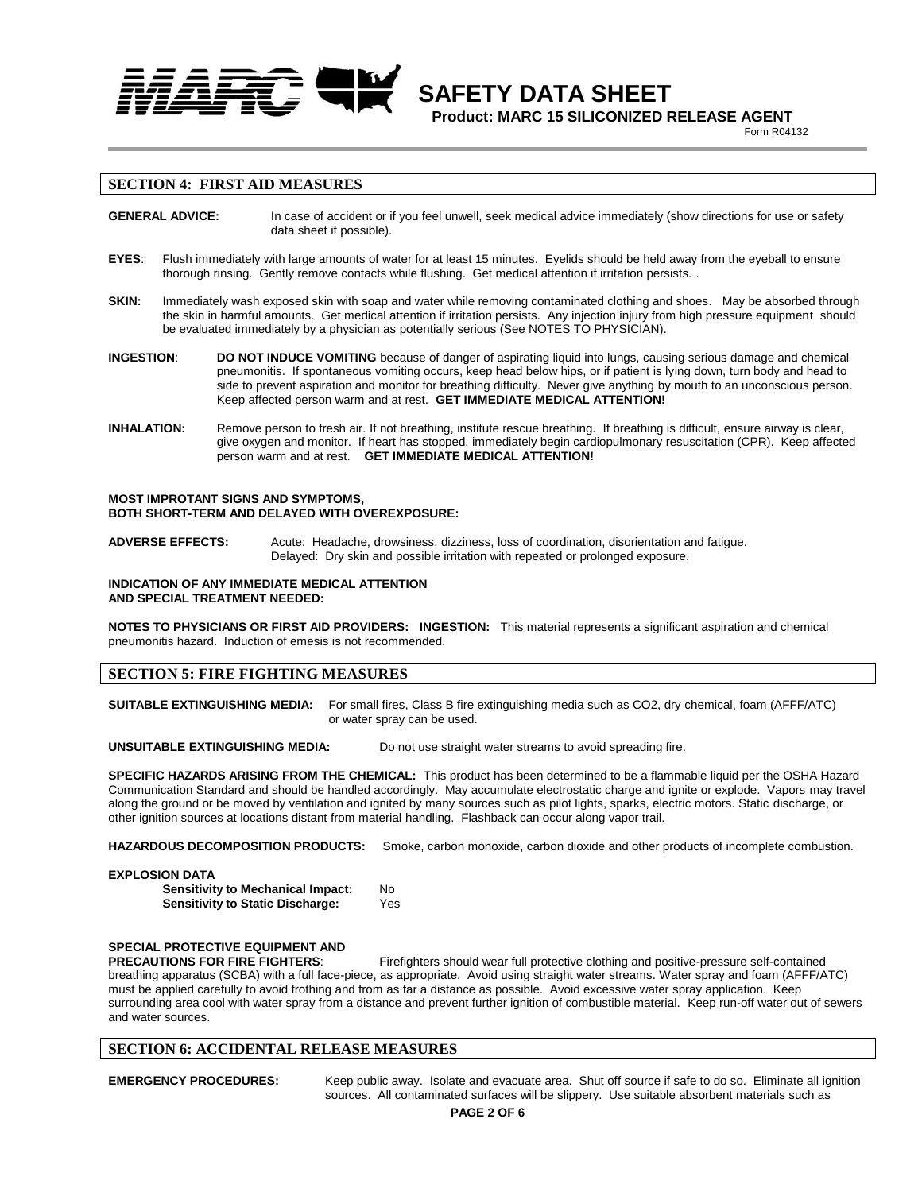## SECTION 4: FIRST AID MEASURES

**GENERAL ADVICE:** In case of accident or if you feel unwell, seek medical advice immediately (show directions for use or safety data sheet if possible).

**EYES**: Flush immediately with large amounts of water for at least 15 minutes. Eyelids should be held away from the eyeball to ensure thorough rinsing. Gently remove contacts while flushing. Get medical attention if irritation persists. .

**SKIN:** Immediately wash exposed skin with soap and water while removing contaminated clothing and shoes. May be absorbed through the skin in harmful amounts. Get medical attention if irritation persists. Any injection injury from high pressure equipment should be evaluated immediately by a physician as potentially serious (See NOTES TO PHYSICIAN).

**INGESTION**: **DO NOT INDUCE VOMITING** because of danger of aspirating liquid into lungs, causing serious damage and chemical pneumonitis. If spontaneous vomiting occurs, keep head below hips, or if patient is lying down, turn body and head to side to prevent aspiration and monitor for breathing difficulty. Never give anything by mouth to an unconscious person. Keep affected person warm and at rest. **GET IMMEDIATE MEDICAL ATTENTION!**

**INHALATION:** Remove person to fresh air. If not breathing, institute rescue breathing. If breathing is difficult, ensure airway is clear, give oxygen and monitor. If heart has stopped, immediately begin cardiopulmonary resuscitation (CPR). Keep affected person warm and at rest. **GET IMMEDIATE MEDICAL ATTENTION!**

**MOST IMPROTANT SIGNS AND SYMPTOMS, BOTH SHORT-TERM AND DELAYED WITH OVEREXPOSURE:**

**ADVERSE EFFECTS:** Acute: Headache, drowsiness, dizziness, loss of coordination, disorientation and fatigue.
Delayed: Dry skin and possible irritation with repeated or prolonged exposure.

**INDICATION OF ANY IMMEDIATE MEDICAL ATTENTION AND SPECIAL TREATMENT NEEDED:**

**NOTES TO PHYSICIANS OR FIRST AID PROVIDERS: INGESTION:** This material represents a significant aspiration and chemical pneumonitis hazard. Induction of emesis is not recommended.

## SECTION 5: FIRE FIGHTING MEASURES

**SUITABLE EXTINGUISHING MEDIA:** For small fires, Class B fire extinguishing media such as CO2, dry chemical, foam (AFFF/ATC) or water spray can be used.

**UNSUITABLE EXTINGUISHING MEDIA:** Do not use straight water streams to avoid spreading fire.

**SPECIFIC HAZARDS ARISING FROM THE CHEMICAL:** This product has been determined to be a flammable liquid per the OSHA Hazard Communication Standard and should be handled accordingly. May accumulate electrostatic charge and ignite or explode. Vapors may travel along the ground or be moved by ventilation and ignited by many sources such as pilot lights, sparks, electric motors. Static discharge, or other ignition sources at locations distant from material handling. Flashback can occur along vapor trail.

**HAZARDOUS DECOMPOSITION PRODUCTS:** Smoke, carbon monoxide, carbon dioxide and other products of incomplete combustion.

**EXPLOSION DATA**

**Sensitivity to Mechanical Impact:** No
**Sensitivity to Static Discharge:** Yes

**SPECIAL PROTECTIVE EQUIPMENT AND PRECAUTIONS FOR FIRE FIGHTERS**: Firefighters should wear full protective clothing and positive-pressure self-contained breathing apparatus (SCBA) with a full face-piece, as appropriate. Avoid using straight water streams. Water spray and foam (AFFF/ATC) must be applied carefully to avoid frothing and from as far a distance as possible. Avoid excessive water spray application. Keep surrounding area cool with water spray from a distance and prevent further ignition of combustible material. Keep run-off water out of sewers and water sources.

## SECTION 6: ACCIDENTAL RELEASE MEASURES

**EMERGENCY PROCEDURES:** Keep public away. Isolate and evacuate area. Shut off source if safe to do so. Eliminate all ignition sources. All contaminated surfaces will be slippery. Use suitable absorbent materials such as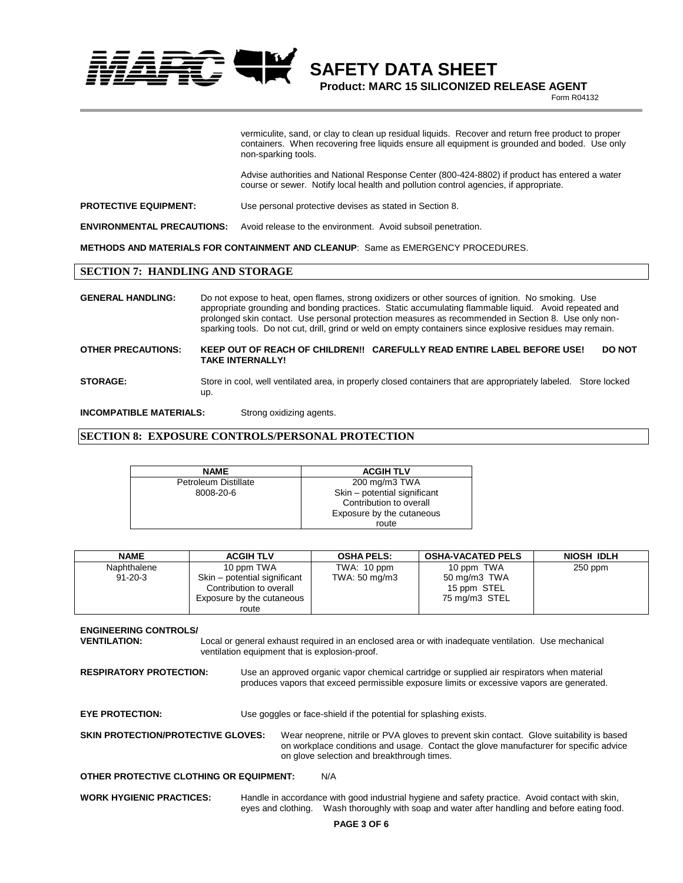vermiculite, sand, or clay to clean up residual liquids. Recover and return free product to proper containers. When recovering free liquids ensure all equipment is grounded and boded. Use only non-sparking tools.

Advise authorities and National Response Center (800-424-8802) if product has entered a water course or sewer. Notify local health and pollution control agencies, if appropriate.

**PROTECTIVE EQUIPMENT:** Use personal protective devises as stated in Section 8.

**ENVIRONMENTAL PRECAUTIONS:** Avoid release to the environment. Avoid subsoil penetration.

**METHODS AND MATERIALS FOR CONTAINMENT AND CLEANUP**: Same as EMERGENCY PROCEDURES.

## SECTION 7: HANDLING AND STORAGE

**GENERAL HANDLING:** Do not expose to heat, open flames, strong oxidizers or other sources of ignition. No smoking. Use appropriate grounding and bonding practices. Static accumulating flammable liquid. Avoid repeated and prolonged skin contact. Use personal protection measures as recommended in Section 8. Use only non-sparking tools. Do not cut, drill, grind or weld on empty containers since explosive residues may remain.

**OTHER PRECAUTIONS:** **KEEP OUT OF REACH OF CHILDREN!! CAREFULLY READ ENTIRE LABEL BEFORE USE! DO NOT TAKE INTERNALLY!**

**STORAGE:** Store in cool, well ventilated area, in properly closed containers that are appropriately labeled. Store locked up.

**INCOMPATIBLE MATERIALS:** Strong oxidizing agents.

## SECTION 8: EXPOSURE CONTROLS/PERSONAL PROTECTION

| NAME | ACGIH TLV |
|---|---|
| Petroleum Distillate 8008-20-6 | 200 mg/m3 TWA Skin – potential significant Contribution to overall Exposure by the cutaneous route |

| NAME | ACGIH TLV | OSHA PELS: | OSHA-VACATED PELS | NIOSH IDLH |
|---|---|---|---|---|
| Naphthalene 91-20-3 | 10 ppm TWA Skin – potential significant Contribution to overall Exposure by the cutaneous route | TWA: 10 ppm TWA: 50 mg/m3 | 10 ppm TWA 50 mg/m3 TWA 15 ppm STEL 75 mg/m3 STEL | 250 ppm |

**ENGINEERING CONTROLS/ VENTILATION:** Local or general exhaust required in an enclosed area or with inadequate ventilation. Use mechanical ventilation equipment that is explosion-proof.

**RESPIRATORY PROTECTION:** Use an approved organic vapor chemical cartridge or supplied air respirators when material produces vapors that exceed permissible exposure limits or excessive vapors are generated.

**EYE PROTECTION:** Use goggles or face-shield if the potential for splashing exists.

**SKIN PROTECTION/PROTECTIVE GLOVES:** Wear neoprene, nitrile or PVA gloves to prevent skin contact. Glove suitability is based on workplace conditions and usage. Contact the glove manufacturer for specific advice on glove selection and breakthrough times.

**OTHER PROTECTIVE CLOTHING OR EQUIPMENT:** N/A

**WORK HYGIENIC PRACTICES:** Handle in accordance with good industrial hygiene and safety practice. Avoid contact with skin, eyes and clothing. Wash thoroughly with soap and water after handling and before eating food.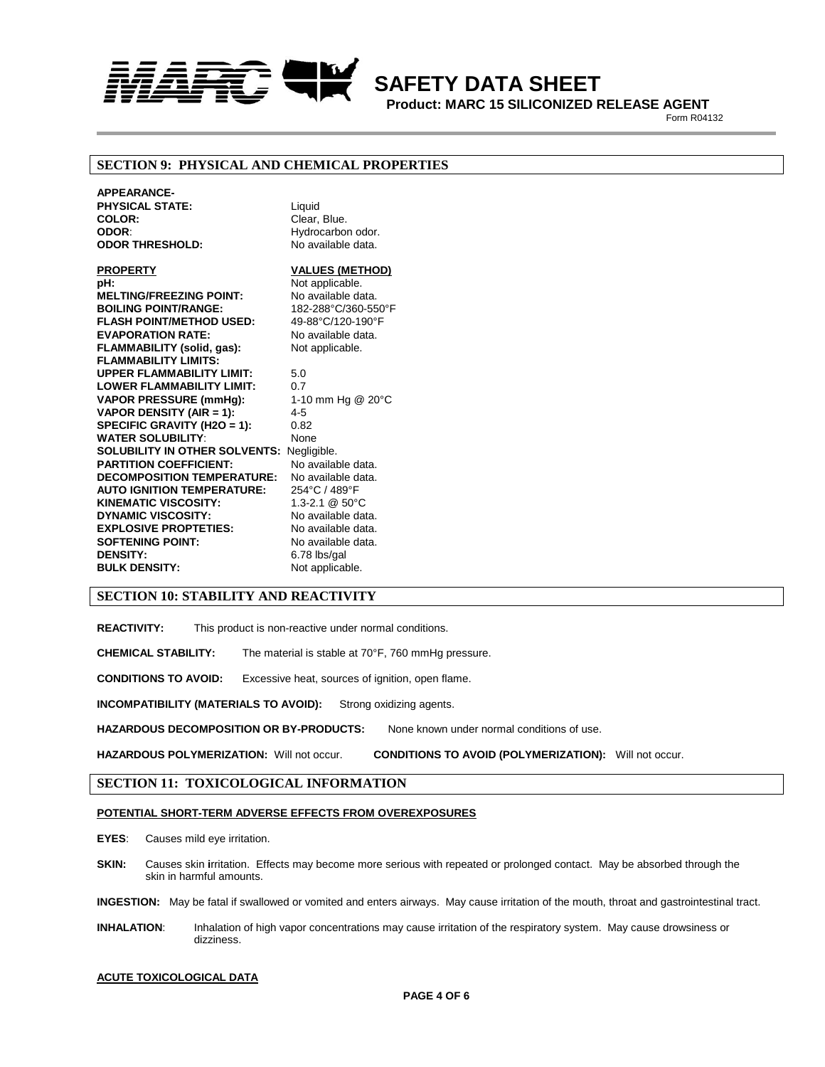## SECTION 9: PHYSICAL AND CHEMICAL PROPERTIES

| | |
|---|---|
| **APPEARANCE-** | |
| **PHYSICAL STATE:** | Liquid |
| **COLOR:** | Clear, Blue. |
| **ODOR**: | Hydrocarbon odor. |
| **ODOR THRESHOLD:** | No available data. |

| **PROPERTY** | **VALUES (METHOD)** |
|---|---|
| **pH:** | Not applicable. |
| **MELTING/FREEZING POINT:** | No available data. |
| **BOILING POINT/RANGE:** | 182-288°C/360-550°F |
| **FLASH POINT/METHOD USED:** | 49-88°C/120-190°F |
| **EVAPORATION RATE:** | No available data. |
| **FLAMMABILITY (solid, gas):** | Not applicable. |
| **FLAMMABILITY LIMITS:** | |
| **UPPER FLAMMABILITY LIMIT:** | 5.0 |
| **LOWER FLAMMABILITY LIMIT:** | 0.7 |
| **VAPOR PRESSURE (mmHg):** | 1-10 mm Hg @ 20°C |
| **VAPOR DENSITY (AIR = 1):** | 4-5 |
| **SPECIFIC GRAVITY (H2O = 1):** | 0.82 |
| **WATER SOLUBILITY**: | None |
| **SOLUBILITY IN OTHER SOLVENTS:** | Negligible. |
| **PARTITION COEFFICIENT:** | No available data. |
| **DECOMPOSITION TEMPERATURE:** | No available data. |
| **AUTO IGNITION TEMPERATURE:** | 254°C / 489°F |
| **KINEMATIC VISCOSITY:** | 1.3-2.1 @ 50°C |
| **DYNAMIC VISCOSITY:** | No available data. |
| **EXPLOSIVE PROPTETIES:** | No available data. |
| **SOFTENING POINT:** | No available data. |
| **DENSITY:** | 6.78 lbs/gal |
| **BULK DENSITY:** | Not applicable. |

## SECTION 10: STABILITY AND REACTIVITY

**REACTIVITY:** This product is non-reactive under normal conditions.

**CHEMICAL STABILITY:** The material is stable at 70°F, 760 mmHg pressure.

**CONDITIONS TO AVOID:** Excessive heat, sources of ignition, open flame.

**INCOMPATIBILITY (MATERIALS TO AVOID):** Strong oxidizing agents.

**HAZARDOUS DECOMPOSITION OR BY-PRODUCTS:** None known under normal conditions of use.

**HAZARDOUS POLYMERIZATION:** Will not occur. **CONDITIONS TO AVOID (POLYMERIZATION):** Will not occur.

## SECTION 11: TOXICOLOGICAL INFORMATION

**POTENTIAL SHORT-TERM ADVERSE EFFECTS FROM OVEREXPOSURES**

**EYES**: Causes mild eye irritation.

**SKIN:** Causes skin irritation. Effects may become more serious with repeated or prolonged contact. May be absorbed through the skin in harmful amounts.

**INGESTION:** May be fatal if swallowed or vomited and enters airways. May cause irritation of the mouth, throat and gastrointestinal tract.

**INHALATION**: Inhalation of high vapor concentrations may cause irritation of the respiratory system. May cause drowsiness or dizziness.

**ACUTE TOXICOLOGICAL DATA**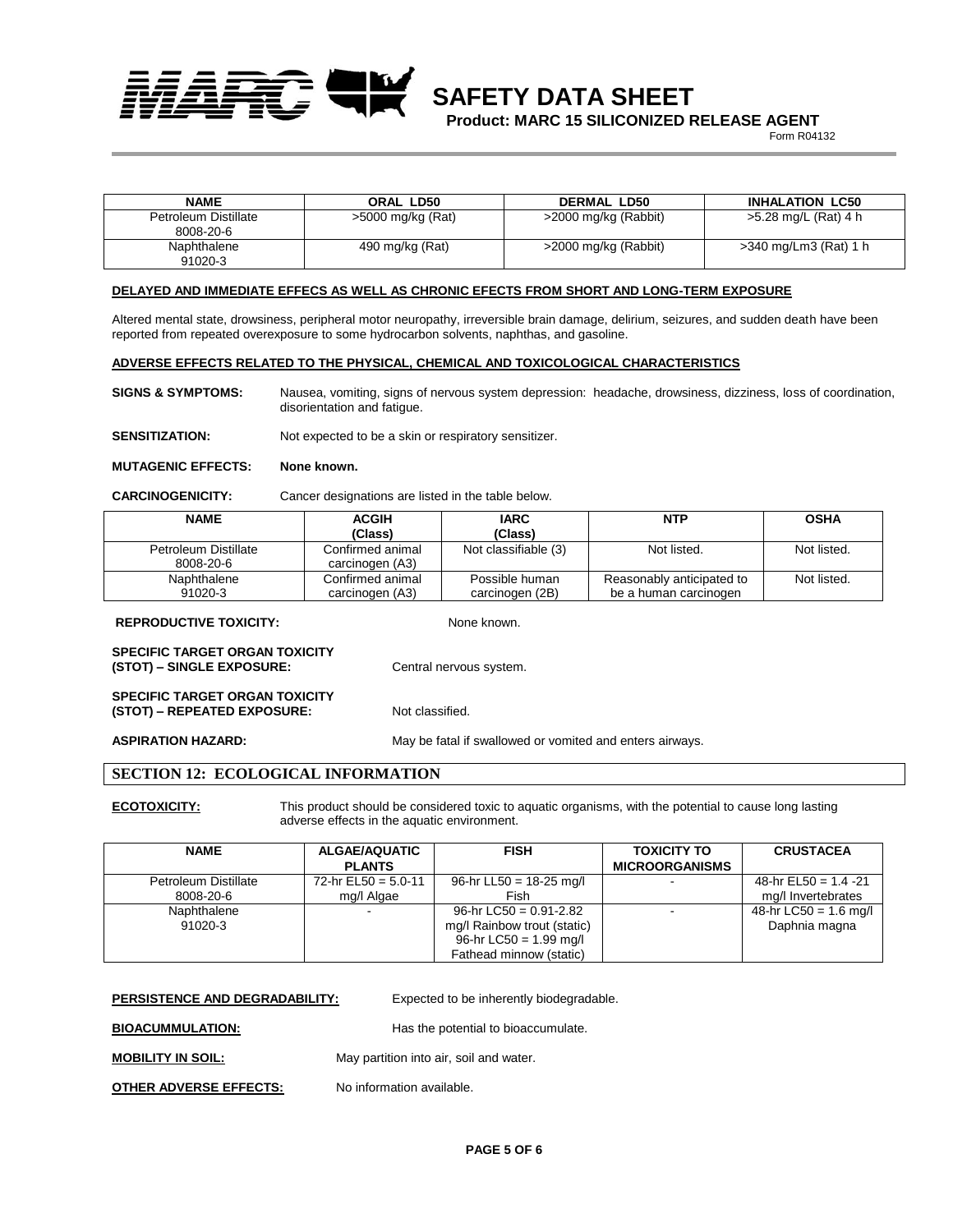| NAME | ORAL LD50 | DERMAL LD50 | INHALATION LC50 |
|---|---|---|---|
| Petroleum Distillate 8008-20-6 | >5000 mg/kg (Rat) | >2000 mg/kg (Rabbit) | >5.28 mg/L (Rat) 4 h |
| Naphthalene 91020-3 | 490 mg/kg (Rat) | >2000 mg/kg (Rabbit) | >340 mg/Lm3 (Rat) 1 h |

**DELAYED AND IMMEDIATE EFFECS AS WELL AS CHRONIC EFECTS FROM SHORT AND LONG-TERM EXPOSURE**

Altered mental state, drowsiness, peripheral motor neuropathy, irreversible brain damage, delirium, seizures, and sudden death have been reported from repeated overexposure to some hydrocarbon solvents, naphthas, and gasoline.

**ADVERSE EFFECTS RELATED TO THE PHYSICAL, CHEMICAL AND TOXICOLOGICAL CHARACTERISTICS**

**SIGNS & SYMPTOMS:** Nausea, vomiting, signs of nervous system depression: headache, drowsiness, dizziness, loss of coordination, disorientation and fatigue.

**SENSITIZATION:** Not expected to be a skin or respiratory sensitizer.

**MUTAGENIC EFFECTS:** **None known.**

**CARCINOGENICITY:** Cancer designations are listed in the table below.

| NAME | ACGIH (Class) | IARC (Class) | NTP | OSHA |
|---|---|---|---|---|
| Petroleum Distillate 8008-20-6 | Confirmed animal carcinogen (A3) | Not classifiable (3) | Not listed. | Not listed. |
| Naphthalene 91020-3 | Confirmed animal carcinogen (A3) | Possible human carcinogen (2B) | Reasonably anticipated to be a human carcinogen | Not listed. |

**REPRODUCTIVE TOXICITY:** None known.

**SPECIFIC TARGET ORGAN TOXICITY (STOT) – SINGLE EXPOSURE:** Central nervous system.

**SPECIFIC TARGET ORGAN TOXICITY (STOT) – REPEATED EXPOSURE:** Not classified.

**ASPIRATION HAZARD:** May be fatal if swallowed or vomited and enters airways.

## SECTION 12: ECOLOGICAL INFORMATION

**ECOTOXICITY:** This product should be considered toxic to aquatic organisms, with the potential to cause long lasting adverse effects in the aquatic environment.

| NAME | ALGAE/AQUATIC PLANTS | FISH | TOXICITY TO MICROORGANISMS | CRUSTACEA |
|---|---|---|---|---|
| Petroleum Distillate 8008-20-6 | 72-hr EL50 = 5.0-11 mg/l Algae | 96-hr LL50 = 18-25 mg/l Fish | - | 48-hr EL50 = 1.4 -21 mg/l Invertebrates |
| Naphthalene 91020-3 | - | 96-hr LC50 = 0.91-2.82 mg/l Rainbow trout (static) 96-hr LC50 = 1.99 mg/l Fathead minnow (static) | - | 48-hr LC50 = 1.6 mg/l Daphnia magna |

**PERSISTENCE AND DEGRADABILITY:** Expected to be inherently biodegradable.

**BIOACUMMULATION:** Has the potential to bioaccumulate.

**MOBILITY IN SOIL:** May partition into air, soil and water.

**OTHER ADVERSE EFFECTS:** No information available.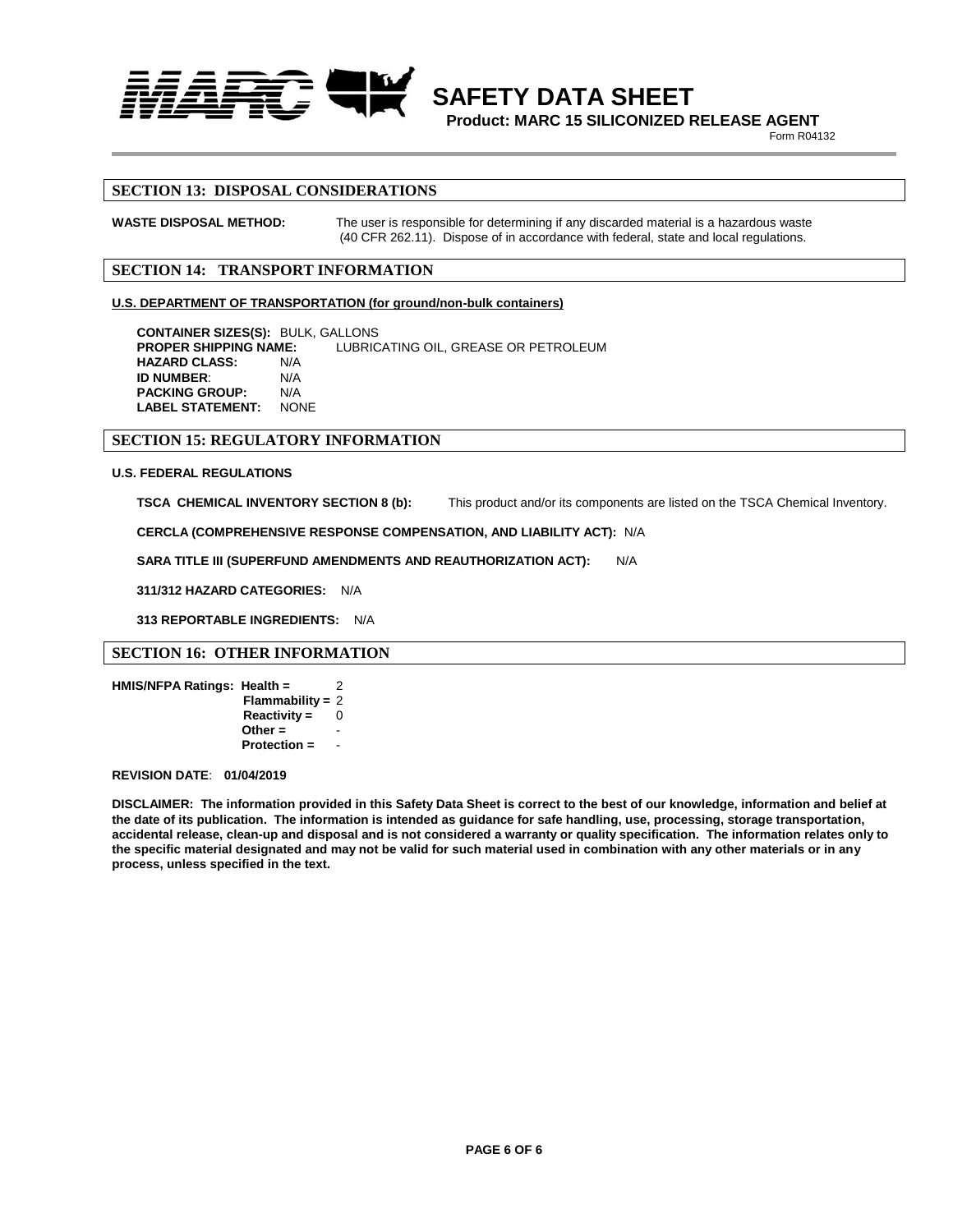## SECTION 13: DISPOSAL CONSIDERATIONS

**WASTE DISPOSAL METHOD:** The user is responsible for determining if any discarded material is a hazardous waste (40 CFR 262.11). Dispose of in accordance with federal, state and local regulations.

## SECTION 14: TRANSPORT INFORMATION

**U.S. DEPARTMENT OF TRANSPORTATION (for ground/non-bulk containers)**

**CONTAINER SIZES(S):** BULK, GALLONS
**PROPER SHIPPING NAME:** LUBRICATING OIL, GREASE OR PETROLEUM
**HAZARD CLASS:** N/A
**ID NUMBER**: N/A
**PACKING GROUP:** N/A
**LABEL STATEMENT:** NONE

## SECTION 15: REGULATORY INFORMATION

**U.S. FEDERAL REGULATIONS**

**TSCA CHEMICAL INVENTORY SECTION 8 (b):** This product and/or its components are listed on the TSCA Chemical Inventory.

**CERCLA (COMPREHENSIVE RESPONSE COMPENSATION, AND LIABILITY ACT):** N/A

**SARA TITLE III (SUPERFUND AMENDMENTS AND REAUTHORIZATION ACT):** N/A

**311/312 HAZARD CATEGORIES:** N/A

**313 REPORTABLE INGREDIENTS:** N/A

## SECTION 16: OTHER INFORMATION

**HMIS/NFPA Ratings:**
**Health =** 2
**Flammability =** 2
**Reactivity =** 0
**Other =** -
**Protection =** -

**REVISION DATE**: **01/04/2019**

**DISCLAIMER: The information provided in this Safety Data Sheet is correct to the best of our knowledge, information and belief at the date of its publication. The information is intended as guidance for safe handling, use, processing, storage transportation, accidental release, clean-up and disposal and is not considered a warranty or quality specification. The information relates only to the specific material designated and may not be valid for such material used in combination with any other materials or in any process, unless specified in the text.**